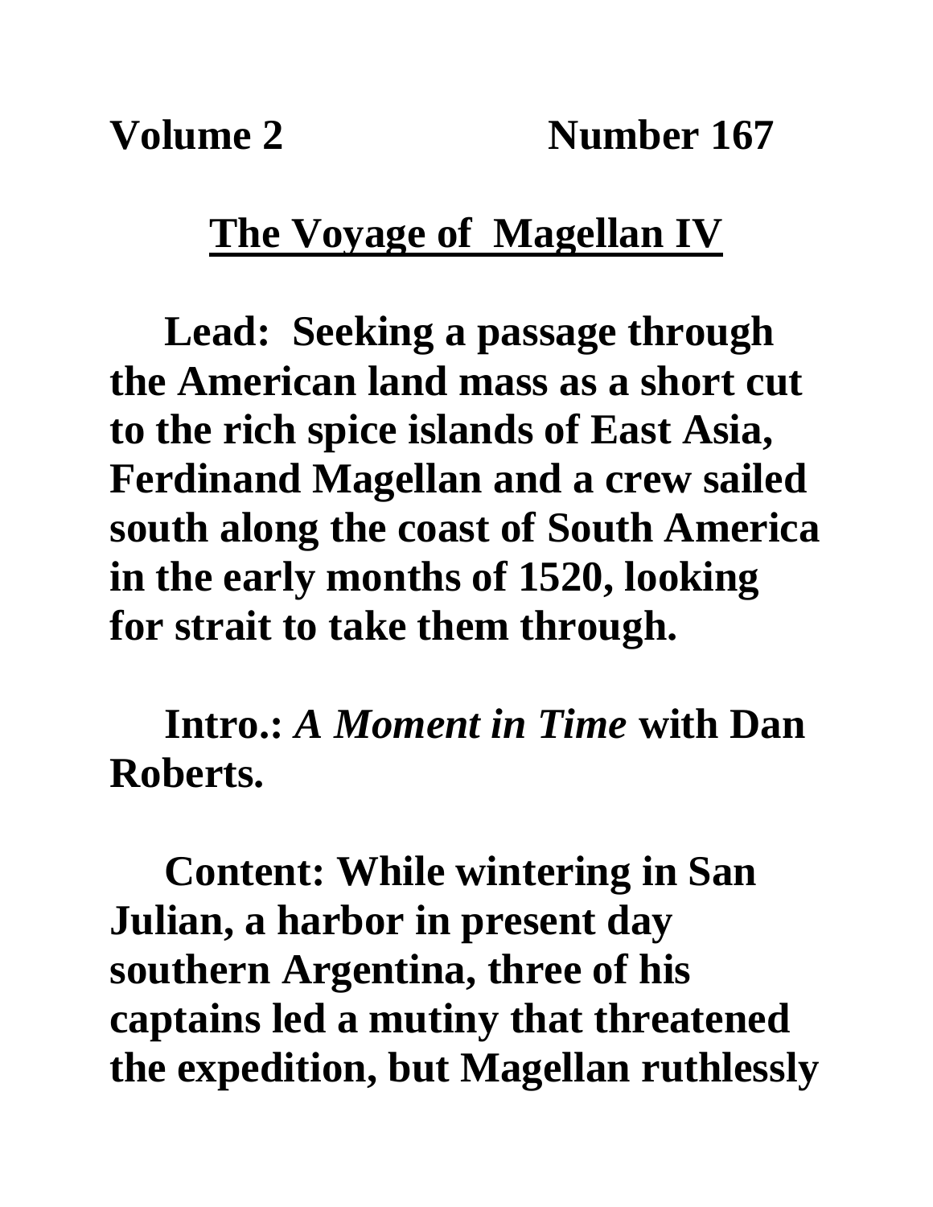**Volume 2 Number 167**

# The Voyage of Magellan IV

**Lead: Seeking a passage through the American land mass as a short cut to the rich spice islands of East Asia, Ferdinand Magellan and a crew sailed south along the coast of South America in the early months of 1520, looking for strait to take them through.**

**Intro.: *A Moment in Time* with Dan Roberts.**

**Content: While wintering in San Julian, a harbor in present day southern Argentina, three of his captains led a mutiny that threatened the expedition, but Magellan ruthlessly**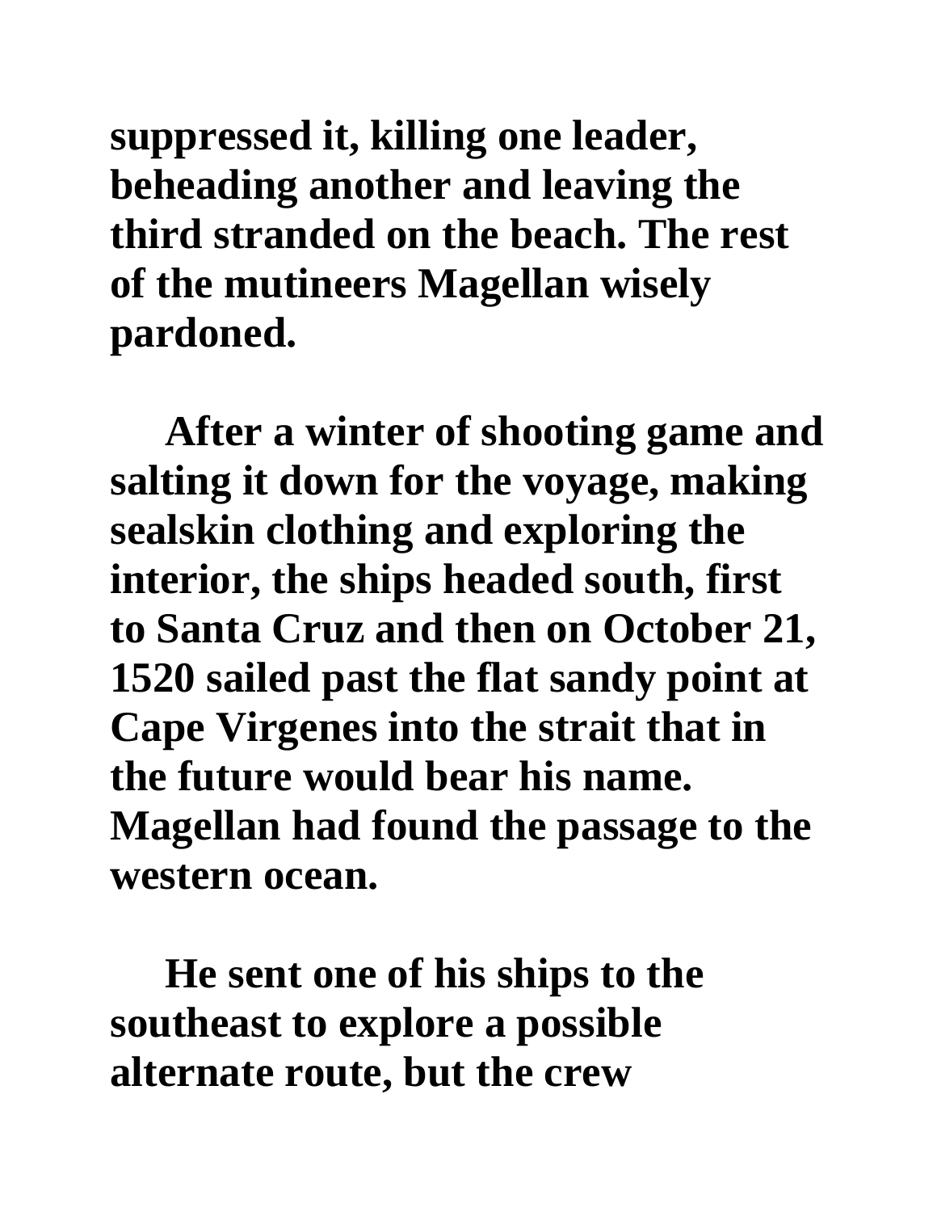suppressed it, killing one leader, beheading another and leaving the third stranded on the beach. The rest of the mutineers Magellan wisely pardoned.

After a winter of shooting game and salting it down for the voyage, making sealskin clothing and exploring the interior, the ships headed south, first to Santa Cruz and then on October 21, 1520 sailed past the flat sandy point at Cape Virgenes into the strait that in the future would bear his name. Magellan had found the passage to the western ocean.

He sent one of his ships to the southeast to explore a possible alternate route, but the crew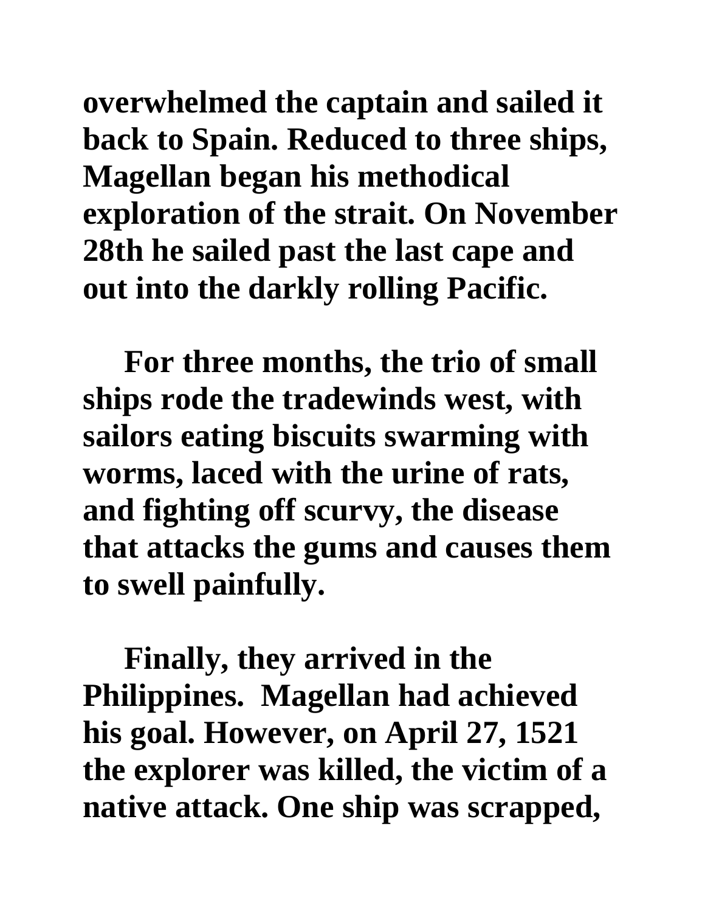**overwhelmed the captain and sailed it back to Spain. Reduced to three ships, Magellan began his methodical exploration of the strait. On November 28th he sailed past the last cape and out into the darkly rolling Pacific.**

**For three months, the trio of small ships rode the tradewinds west, with sailors eating biscuits swarming with worms, laced with the urine of rats, and fighting off scurvy, the disease that attacks the gums and causes them to swell painfully.**

**Finally, they arrived in the Philippines. Magellan had achieved his goal. However, on April 27, 1521 the explorer was killed, the victim of a native attack. One ship was scrapped,**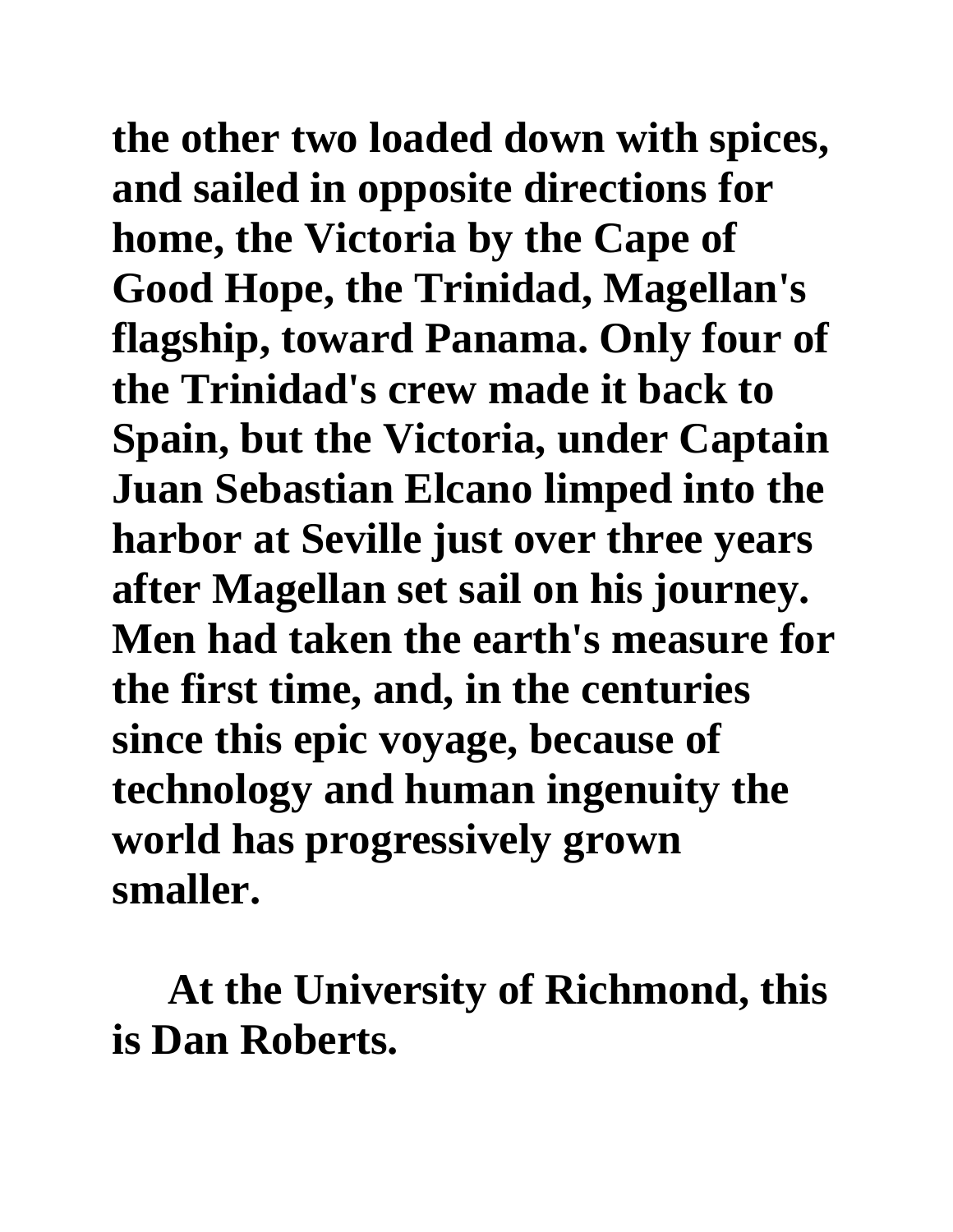**the other two loaded down with spices, and sailed in opposite directions for home, the Victoria by the Cape of Good Hope, the Trinidad, Magellan's flagship, toward Panama. Only four of the Trinidad's crew made it back to Spain, but the Victoria, under Captain Juan Sebastian Elcano limped into the harbor at Seville just over three years after Magellan set sail on his journey. Men had taken the earth's measure for the first time, and, in the centuries since this epic voyage, because of technology and human ingenuity the world has progressively grown smaller.**

**At the University of Richmond, this is Dan Roberts.**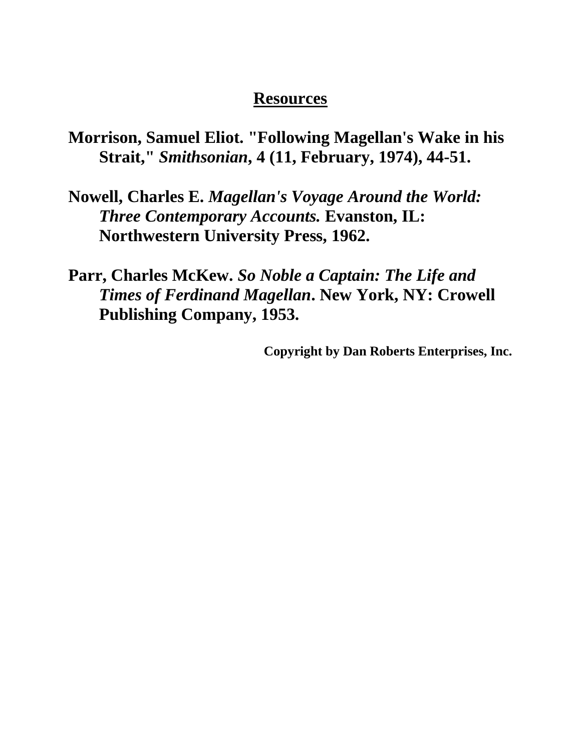## Resources

**Morrison, Samuel Eliot. "Following Magellan's Wake in his Strait,"** ***Smithsonian*****, 4 (11, February, 1974), 44-51.**

**Nowell, Charles E.** ***Magellan's Voyage Around the World: Three Contemporary Accounts.*** **Evanston, IL: Northwestern University Press, 1962.**

**Parr, Charles McKew.** ***So Noble a Captain: The Life and Times of Ferdinand Magellan*****. New York, NY: Crowell Publishing Company, 1953.**

**Copyright by Dan Roberts Enterprises, Inc.**